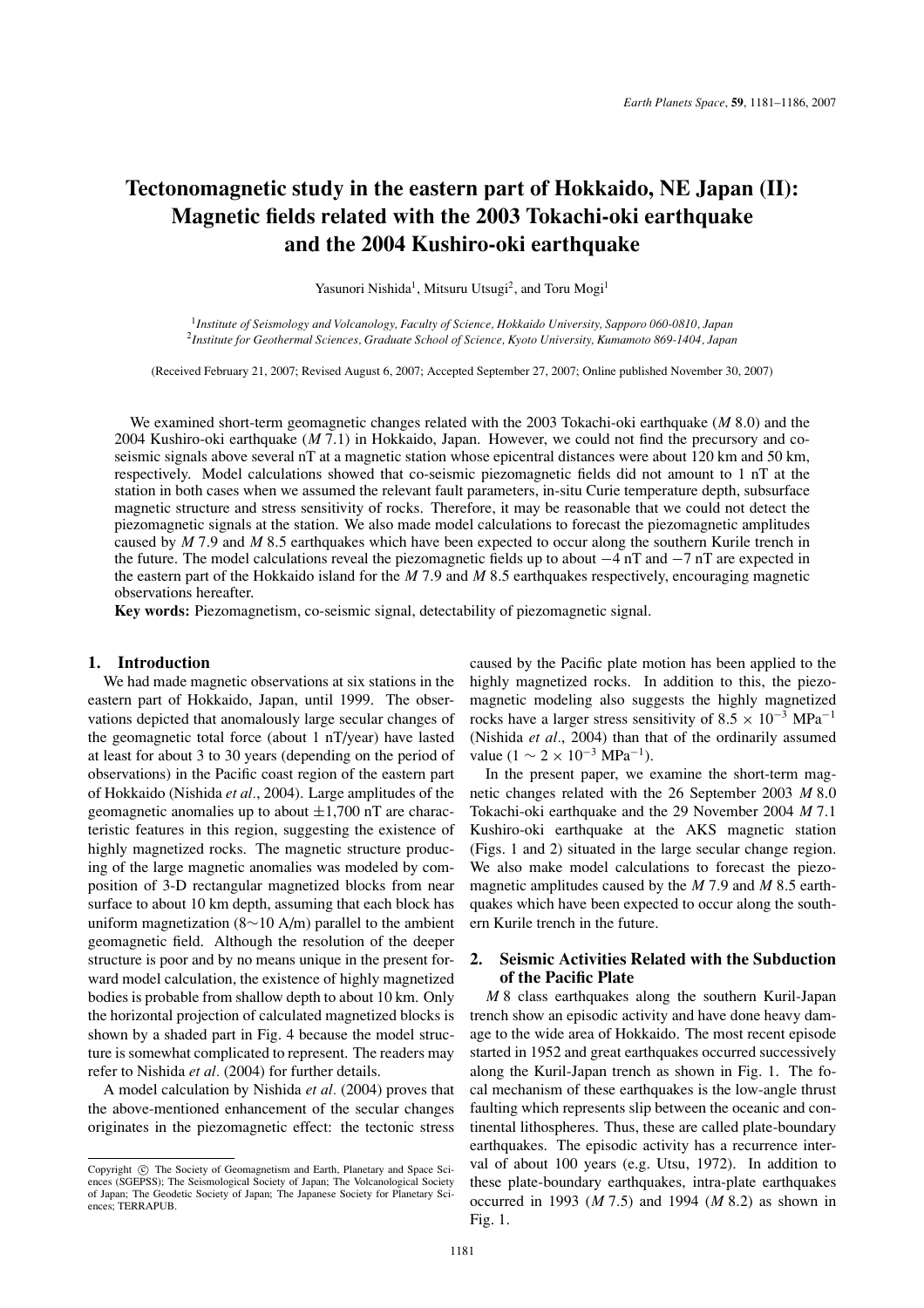# Tectonomagnetic study in the eastern part of Hokkaido, NE Japan (II): Magnetic fields related with the 2003 Tokachi-oki earthquake and the 2004 Kushiro-oki earthquake

Yasunori Nishida[1], Mitsuru Utsugi[2], and Toru Mogi[1]

[1]*Institute of Seismology and Volcanology, Faculty of Science, Hokkaido University, Sapporo 060-0810, Japan*
[2]*Institute for Geothermal Sciences, Graduate School of Science, Kyoto University, Kumamoto 869-1404, Japan*

(Received February 21, 2007; Revised August 6, 2007; Accepted September 27, 2007; Online published November 30, 2007)

We examined short-term geomagnetic changes related with the 2003 Tokachi-oki earthquake (*M* 8.0) and the 2004 Kushiro-oki earthquake (*M* 7.1) in Hokkaido, Japan. However, we could not find the precursory and co-seismic signals above several nT at a magnetic station whose epicentral distances were about 120 km and 50 km, respectively. Model calculations showed that co-seismic piezomagnetic fields did not amount to 1 nT at the station in both cases when we assumed the relevant fault parameters, in-situ Curie temperature depth, subsurface magnetic structure and stress sensitivity of rocks. Therefore, it may be reasonable that we could not detect the piezomagnetic signals at the station. We also made model calculations to forecast the piezomagnetic amplitudes caused by *M* 7.9 and *M* 8.5 earthquakes which have been expected to occur along the southern Kurile trench in the future. The model calculations reveal the piezomagnetic fields up to about $-4$ nT and $-7$ nT are expected in the eastern part of the Hokkaido island for the *M* 7.9 and *M* 8.5 earthquakes respectively, encouraging magnetic observations hereafter.

**Key words:** Piezomagnetism, co-seismic signal, detectability of piezomagnetic signal.

## 1. Introduction

We had made magnetic observations at six stations in the eastern part of Hokkaido, Japan, until 1999. The observations depicted that anomalously large secular changes of the geomagnetic total force (about 1 nT/year) have lasted at least for about 3 to 30 years (depending on the period of observations) in the Pacific coast region of the eastern part of Hokkaido (Nishida *et al*., 2004). Large amplitudes of the geomagnetic anomalies up to about $\pm 1{,}700$ nT are characteristic features in this region, suggesting the existence of highly magnetized rocks. The magnetic structure producing of the large magnetic anomalies was modeled by composition of 3-D rectangular magnetized blocks from near surface to about 10 km depth, assuming that each block has uniform magnetization (8$\sim$10 A/m) parallel to the ambient geomagnetic field. Although the resolution of the deeper structure is poor and by no means unique in the present forward model calculation, the existence of highly magnetized bodies is probable from shallow depth to about 10 km. Only the horizontal projection of calculated magnetized blocks is shown by a shaded part in Fig. 4 because the model structure is somewhat complicated to represent. The readers may refer to Nishida *et al*. (2004) for further details.

A model calculation by Nishida *et al*. (2004) proves that the above-mentioned enhancement of the secular changes originates in the piezomagnetic effect: the tectonic stress caused by the Pacific plate motion has been applied to the highly magnetized rocks. In addition to this, the piezomagnetic modeling also suggests the highly magnetized rocks have a larger stress sensitivity of $8.5 \times 10^{-3}$ MPa$^{-1}$ (Nishida *et al*., 2004) than that of the ordinarily assumed value ($1 \sim 2 \times 10^{-3}$ MPa$^{-1}$).

In the present paper, we examine the short-term magnetic changes related with the 26 September 2003 *M* 8.0 Tokachi-oki earthquake and the 29 November 2004 *M* 7.1 Kushiro-oki earthquake at the AKS magnetic station (Figs. 1 and 2) situated in the large secular change region. We also make model calculations to forecast the piezomagnetic amplitudes caused by the *M* 7.9 and *M* 8.5 earthquakes which have been expected to occur along the southern Kurile trench in the future.

## 2. Seismic Activities Related with the Subduction of the Pacific Plate

*M* 8 class earthquakes along the southern Kuril-Japan trench show an episodic activity and have done heavy damage to the wide area of Hokkaido. The most recent episode started in 1952 and great earthquakes occurred successively along the Kuril-Japan trench as shown in Fig. 1. The focal mechanism of these earthquakes is the low-angle thrust faulting which represents slip between the oceanic and continental lithospheres. Thus, these are called plate-boundary earthquakes. The episodic activity has a recurrence interval of about 100 years (e.g. Utsu, 1972). In addition to these plate-boundary earthquakes, intra-plate earthquakes occurred in 1993 (*M* 7.5) and 1994 (*M* 8.2) as shown in Fig. 1.

Copyright © The Society of Geomagnetism and Earth, Planetary and Space Sciences (SGEPSS); The Seismological Society of Japan; The Volcanological Society of Japan; The Geodetic Society of Japan; The Japanese Society for Planetary Sciences; TERRAPUB.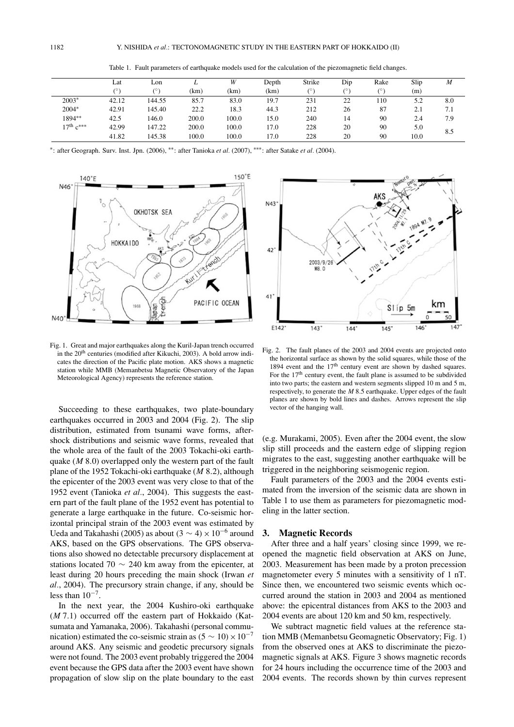Table 1. Fault parameters of earthquake models used for the calculation of the piezomagnetic field changes.

| | Lat (°) | Lon (°) | $L$ (km) | $W$ (km) | Depth (km) | Strike (°) | Dip (°) | Rake (°) | Slip (m) | $M$ |
|---|---|---|---|---|---|---|---|---|---|---|
| 2003* | 42.12 | 144.55 | 85.7 | 83.0 | 19.7 | 231 | 22 | 110 | 5.2 | 8.0 |
| 2004* | 42.91 | 145.40 | 22.2 | 18.3 | 44.3 | 212 | 26 | 87 | 2.1 | 7.1 |
| 1894** | 42.5 | 146.0 | 200.0 | 100.0 | 15.0 | 240 | 14 | 90 | 2.4 | 7.9 |
| 17th c*** | 42.99 | 147.22 | 200.0 | 100.0 | 17.0 | 228 | 20 | 90 | 5.0 | 8.5 |
| | 41.82 | 145.38 | 100.0 | 100.0 | 17.0 | 228 | 20 | 90 | 10.0 | |

*: after Geograph. Surv. Inst. Jpn. (2006), **: after Tanioka *et al*. (2007), ***: after Satake *et al*. (2004).

Fig. 1. Great and major earthquakes along the Kuril-Japan trench occurred in the 20th centuries (modified after Kikuchi, 2003). A bold arrow indicates the direction of the Pacific plate motion. AKS shows a magnetic station while MMB (Memanbetsu Magnetic Observatory of the Japan Meteorological Agency) represents the reference station.

Fig. 2. The fault planes of the 2003 and 2004 events are projected onto the horizontal surface as shown by the solid squares, while those of the 1894 event and the 17th century event are shown by dashed squares. For the 17th century event, the fault plane is assumed to be subdivided into two parts; the eastern and western segments slipped 10 m and 5 m, respectively, to generate the $M$ 8.5 earthquake. Upper edges of the fault planes are shown by bold lines and dashes. Arrows represent the slip vector of the hanging wall.

Succeeding to these earthquakes, two plate-boundary earthquakes occurred in 2003 and 2004 (Fig. 2). The slip distribution, estimated from tsunami wave forms, aftershock distributions and seismic wave forms, revealed that the whole area of the fault of the 2003 Tokachi-oki earthquake ($M$ 8.0) overlapped only the western part of the fault plane of the 1952 Tokachi-oki earthquake ($M$ 8.2), although the epicenter of the 2003 event was very close to that of the 1952 event (Tanioka *et al*., 2004). This suggests the eastern part of the fault plane of the 1952 event has potential to generate a large earthquake in the future. Co-seismic horizontal principal strain of the 2003 event was estimated by Ueda and Takahashi (2005) as about $(3 \sim 4) \times 10^{-6}$ around AKS, based on the GPS observations. The GPS observations also showed no detectable precursory displacement at stations located $70 \sim 240$ km away from the epicenter, at least during 20 hours preceding the main shock (Irwan *et al*., 2004). The precursory strain change, if any, should be less than $10^{-7}$.

In the next year, the 2004 Kushiro-oki earthquake ($M$ 7.1) occurred off the eastern part of Hokkaido (Katsumata and Yamanaka, 2006). Takahashi (personal communication) estimated the co-seismic strain as $(5 \sim 10) \times 10^{-7}$ around AKS. Any seismic and geodetic precursory signals were not found. The 2003 event probably triggered the 2004 event because the GPS data after the 2003 event have shown propagation of slow slip on the plate boundary to the east (e.g. Murakami, 2005). Even after the 2004 event, the slow slip still proceeds and the eastern edge of slipping region migrates to the east, suggesting another earthquake will be triggered in the neighboring seismogenic region.

Fault parameters of the 2003 and the 2004 events estimated from the inversion of the seismic data are shown in Table 1 to use them as parameters for piezomagnetic modeling in the latter section.

## 3. Magnetic Records

After three and a half years' closing since 1999, we reopened the magnetic field observation at AKS on June, 2003. Measurement has been made by a proton precession magnetometer every 5 minutes with a sensitivity of 1 nT. Since then, we encountered two seismic events which occurred around the station in 2003 and 2004 as mentioned above: the epicentral distances from AKS to the 2003 and 2004 events are about 120 km and 50 km, respectively.

We subtract magnetic field values at the reference station MMB (Memanbetsu Geomagnetic Observatory; Fig. 1) from the observed ones at AKS to discriminate the piezomagnetic signals at AKS. Figure 3 shows magnetic records for 24 hours including the occurrence time of the 2003 and 2004 events. The records shown by thin curves represent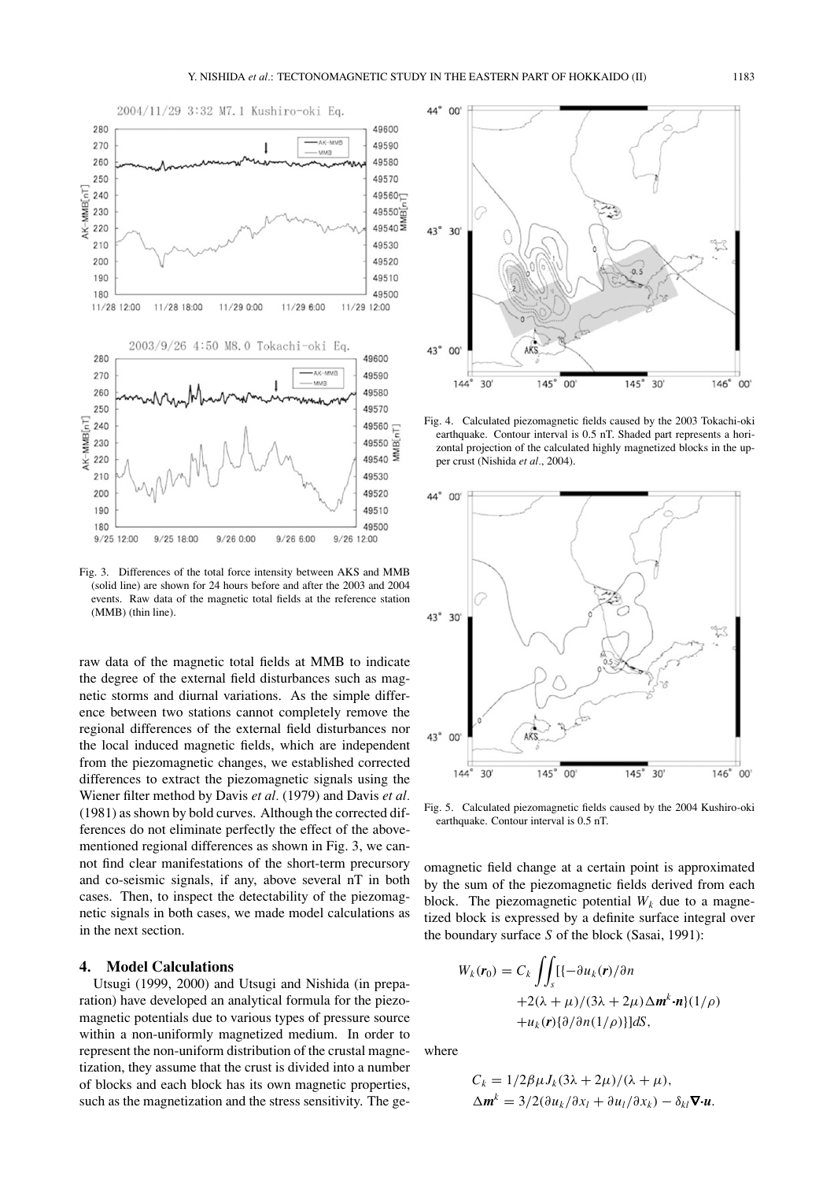Fig. 3. Differences of the total force intensity between AKS and MMB (solid line) are shown for 24 hours before and after the 2003 and 2004 events. Raw data of the magnetic total fields at the reference station (MMB) (thin line).

Fig. 4. Calculated piezomagnetic fields caused by the 2003 Tokachi-oki earthquake. Contour interval is 0.5 nT. Shaded part represents a horizontal projection of the calculated highly magnetized blocks in the upper crust (Nishida *et al*., 2004).

Fig. 5. Calculated piezomagnetic fields caused by the 2004 Kushiro-oki earthquake. Contour interval is 0.5 nT.

raw data of the magnetic total fields at MMB to indicate the degree of the external field disturbances such as magnetic storms and diurnal variations. As the simple difference between two stations cannot completely remove the regional differences of the external field disturbances nor the local induced magnetic fields, which are independent from the piezomagnetic changes, we established corrected differences to extract the piezomagnetic signals using the Wiener filter method by Davis *et al*. (1979) and Davis *et al*. (1981) as shown by bold curves. Although the corrected differences do not eliminate perfectly the effect of the above-mentioned regional differences as shown in Fig. 3, we cannot find clear manifestations of the short-term precursory and co-seismic signals, if any, above several nT in both cases. Then, to inspect the detectability of the piezomagnetic signals in both cases, we made model calculations as in the next section.

## 4. Model Calculations

Utsugi (1999, 2000) and Utsugi and Nishida (in preparation) have developed an analytical formula for the piezomagnetic potentials due to various types of pressure source within a non-uniformly magnetized medium. In order to represent the non-uniform distribution of the crustal magnetization, they assume that the crust is divided into a number of blocks and each block has its own magnetic properties, such as the magnetization and the stress sensitivity. The geomagnetic field change at a certain point is approximated by the sum of the piezomagnetic fields derived from each block. The piezomagnetic potential $W_k$ due to a magnetized block is expressed by a definite surface integral over the boundary surface $S$ of the block (Sasai, 1991):

$$W_k(\boldsymbol{r}_0) = C_k \iint_s [\{-\partial u_k(\boldsymbol{r})/\partial n + 2(\lambda+\mu)/(3\lambda+2\mu)\Delta \boldsymbol{m}^k \cdot \boldsymbol{n}\}(1/\rho) + u_k(\boldsymbol{r})\{\partial/\partial n(1/\rho)\}]dS,$$

where

$$C_k = 1/2\beta\mu J_k(3\lambda+2\mu)/(\lambda+\mu),$$

$$\Delta \boldsymbol{m}^k = 3/2(\partial u_k/\partial x_l + \partial u_l/\partial x_k) - \delta_{kl}\nabla\cdot\boldsymbol{u}.$$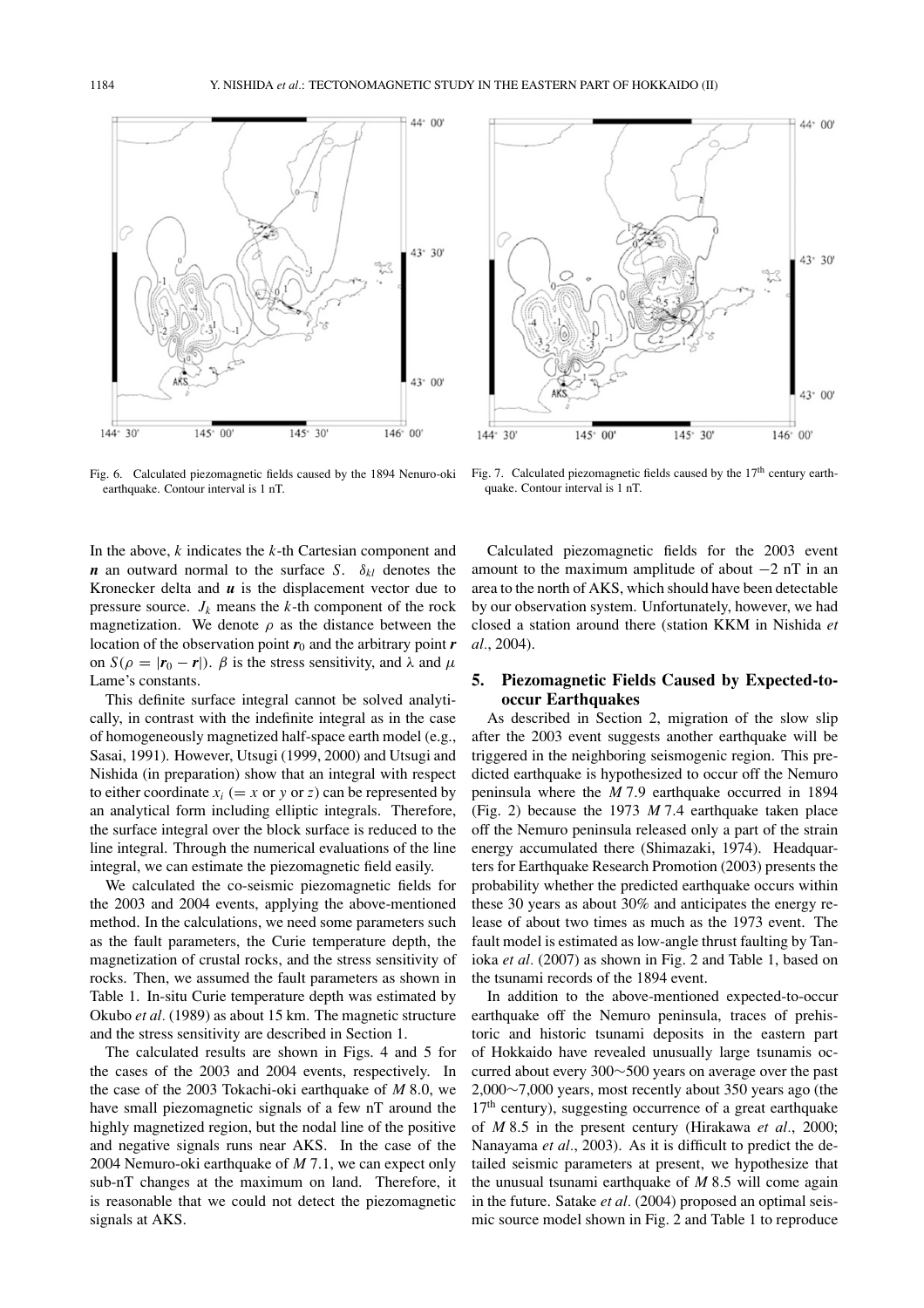Fig. 6. Calculated piezomagnetic fields caused by the 1894 Nenuro-oki earthquake. Contour interval is 1 nT.

Fig. 7. Calculated piezomagnetic fields caused by the 17th century earthquake. Contour interval is 1 nT.

In the above, $k$ indicates the $k$-th Cartesian component and $\boldsymbol{n}$ an outward normal to the surface $S$. $\delta_{kl}$ denotes the Kronecker delta and $\boldsymbol{u}$ is the displacement vector due to pressure source. $J_k$ means the $k$-th component of the rock magnetization. We denote $\rho$ as the distance between the location of the observation point $\boldsymbol{r}_0$ and the arbitrary point $\boldsymbol{r}$ on $S(\rho = |\boldsymbol{r}_0 - \boldsymbol{r}|)$. $\beta$ is the stress sensitivity, and $\lambda$ and $\mu$ Lame's constants.

This definite surface integral cannot be solved analytically, in contrast with the indefinite integral as in the case of homogeneously magnetized half-space earth model (e.g., Sasai, 1991). However, Utsugi (1999, 2000) and Utsugi and Nishida (in preparation) show that an integral with respect to either coordinate $x_i$ ($= x$ or $y$ or $z$) can be represented by an analytical form including elliptic integrals. Therefore, the surface integral over the block surface is reduced to the line integral. Through the numerical evaluations of the line integral, we can estimate the piezomagnetic field easily.

We calculated the co-seismic piezomagnetic fields for the 2003 and 2004 events, applying the above-mentioned method. In the calculations, we need some parameters such as the fault parameters, the Curie temperature depth, the magnetization of crustal rocks, and the stress sensitivity of rocks. Then, we assumed the fault parameters as shown in Table 1. In-situ Curie temperature depth was estimated by Okubo *et al*. (1989) as about 15 km. The magnetic structure and the stress sensitivity are described in Section 1.

The calculated results are shown in Figs. 4 and 5 for the cases of the 2003 and 2004 events, respectively. In the case of the 2003 Tokachi-oki earthquake of $M$ 8.0, we have small piezomagnetic signals of a few nT around the highly magnetized region, but the nodal line of the positive and negative signals runs near AKS. In the case of the 2004 Nemuro-oki earthquake of $M$ 7.1, we can expect only sub-nT changes at the maximum on land. Therefore, it is reasonable that we could not detect the piezomagnetic signals at AKS.

Calculated piezomagnetic fields for the 2003 event amount to the maximum amplitude of about $-2$ nT in an area to the north of AKS, which should have been detectable by our observation system. Unfortunately, however, we had closed a station around there (station KKM in Nishida *et al*., 2004).

## 5. Piezomagnetic Fields Caused by Expected-to-occur Earthquakes

As described in Section 2, migration of the slow slip after the 2003 event suggests another earthquake will be triggered in the neighboring seismogenic region. This predicted earthquake is hypothesized to occur off the Nemuro peninsula where the $M$ 7.9 earthquake occurred in 1894 (Fig. 2) because the 1973 $M$ 7.4 earthquake taken place off the Nemuro peninsula released only a part of the strain energy accumulated there (Shimazaki, 1974). Headquarters for Earthquake Research Promotion (2003) presents the probability whether the predicted earthquake occurs within these 30 years as about 30% and anticipates the energy release of about two times as much as the 1973 event. The fault model is estimated as low-angle thrust faulting by Tanioka *et al*. (2007) as shown in Fig. 2 and Table 1, based on the tsunami records of the 1894 event.

In addition to the above-mentioned expected-to-occur earthquake off the Nemuro peninsula, traces of prehistoric and historic tsunami deposits in the eastern part of Hokkaido have revealed unusually large tsunamis occurred about every 300∼500 years on average over the past 2,000∼7,000 years, most recently about 350 years ago (the 17th century), suggesting occurrence of a great earthquake of $M$ 8.5 in the present century (Hirakawa *et al*., 2000; Nanayama *et al*., 2003). As it is difficult to predict the detailed seismic parameters at present, we hypothesize that the unusual tsunami earthquake of $M$ 8.5 will come again in the future. Satake *et al*. (2004) proposed an optimal seismic source model shown in Fig. 2 and Table 1 to reproduce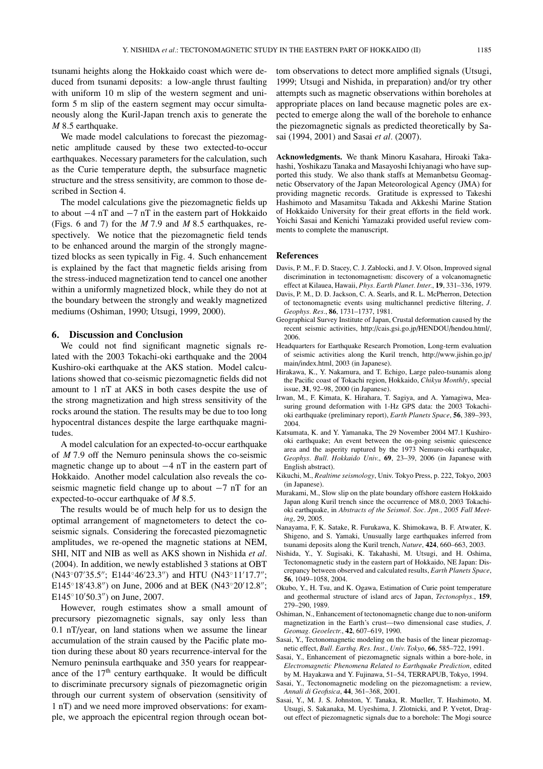tsunami heights along the Hokkaido coast which were deduced from tsunami deposits: a low-angle thrust faulting with uniform 10 m slip of the western segment and uniform 5 m slip of the eastern segment may occur simultaneously along the Kuril-Japan trench axis to generate the *M* 8.5 earthquake.

We made model calculations to forecast the piezomagnetic amplitude caused by these two extected-to-occur earthquakes. Necessary parameters for the calculation, such as the Curie temperature depth, the subsurface magnetic structure and the stress sensitivity, are common to those described in Section 4.

The model calculations give the piezomagnetic fields up to about −4 nT and −7 nT in the eastern part of Hokkaido (Figs. 6 and 7) for the *M* 7.9 and *M* 8.5 earthquakes, respectively. We notice that the piezomagnetic field tends to be enhanced around the margin of the strongly magnetized blocks as seen typically in Fig. 4. Such enhancement is explained by the fact that magnetic fields arising from the stress-induced magnetization tend to cancel one another within a uniformly magnetized block, while they do not at the boundary between the strongly and weakly magnetized mediums (Oshiman, 1990; Utsugi, 1999, 2000).

## 6. Discussion and Conclusion

We could not find significant magnetic signals related with the 2003 Tokachi-oki earthquake and the 2004 Kushiro-oki earthquake at the AKS station. Model calculations showed that co-seismic piezomagnetic fields did not amount to 1 nT at AKS in both cases despite the use of the strong magnetization and high stress sensitivity of the rocks around the station. The results may be due to too long hypocentral distances despite the large earthquake magnitudes.

A model calculation for an expected-to-occur earthquake of *M* 7.9 off the Nemuro peninsula shows the co-seismic magnetic change up to about −4 nT in the eastern part of Hokkaido. Another model calculation also reveals the co-seismic magnetic field change up to about −7 nT for an expected-to-occur earthquake of *M* 8.5.

The results would be of much help for us to design the optimal arrangement of magnetometers to detect the co-seismic signals. Considering the forecasted piezomagnetic amplitudes, we re-opened the magnetic stations at NEM, SHI, NIT and NIB as well as AKS shown in Nishida *et al*. (2004). In addition, we newly established 3 stations at OBT (N43°07′35.5″; E144°46′23.3″) and HTU (N43°11′17.7″; E145°18′43.8″) on June, 2006 and at BEK (N43°20′12.8″; E145°10′50.3″) on June, 2007.

However, rough estimates show a small amount of precursory piezomagnetic signals, say only less than 0.1 nT/year, on land stations when we assume the linear accumulation of the strain caused by the Pacific plate motion during these about 80 years recurrence-interval for the Nemuro peninsula earthquake and 350 years for reappearance of the 17$^{th}$ century earthquake. It would be difficult to discriminate precursory signals of piezomagnetic origin through our current system of observation (sensitivity of 1 nT) and we need more improved observations: for example, we approach the epicentral region through ocean bottom observations to detect more amplified signals (Utsugi, 1999; Utsugi and Nishida, in preparation) and/or try other attempts such as magnetic observations within boreholes at appropriate places on land because magnetic poles are expected to emerge along the wall of the borehole to enhance the piezomagnetic signals as predicted theoretically by Sasai (1994, 2001) and Sasai *et al*. (2007).

**Acknowledgments.** We thank Minoru Kasahara, Hiroaki Takahashi, Yoshikazu Tanaka and Masayoshi Ichiyanagi who have supported this study. We also thank staffs at Memanbetsu Geomagnetic Observatory of the Japan Meteorological Agency (JMA) for providing magnetic records. Gratitude is expressed to Takeshi Hashimoto and Masamitsu Takada and Akkeshi Marine Station of Hokkaido University for their great efforts in the field work. Yoichi Sasai and Kenichi Yamazaki provided useful review comments to complete the manuscript.

## References

Davis, P. M., F. D. Stacey, C. J. Zablocki, and J. V. Olson, Improved signal discrimination in tectonomagnetism: discovery of a volcanomagnetic effect at Kilauea, Hawaii, *Phys. Earth Planet. Inter.*, **19**, 331–336, 1979.

Davis, P. M., D. D. Jackson, C. A. Searls, and R. L. McPherron, Detection of tectonomagnetic events using multichannel predictive filtering, *J. Geophys. Res.*, **86**, 1731–1737, 1981.

Geographical Survey Institute of Japan, Crustal deformation caused by the recent seismic activities, http://cais.gsi.go.jp/HENDOU/hendou.html/, 2006.

Headquarters for Earthquake Research Promotion, Long-term evaluation of seismic activities along the Kuril trench, http://www.jishin.go.jp/main/index.html, 2003 (in Japanese).

Hirakawa, K., Y. Nakamura, and T. Echigo, Large paleo-tsunamis along the Pacific coast of Tokachi region, Hokkaido, *Chikyu Monthly*, special issue, **31**, 92–98, 2000 (in Japanese).

Irwan, M., F. Kimata, K. Hirahara, T. Sagiya, and A. Yamagiwa, Measuring ground deformation with 1-Hz GPS data: the 2003 Tokachi-oki earthquake (preliminary report), *Earth Planets Space*, **56**, 389–393, 2004.

Katsumata, K. and Y. Yamanaka, The 29 November 2004 M7.1 Kushiro-oki earthquake; An event between the on-going seismic quiescence area and the asperity ruptured by the 1973 Nemuro-oki earthquake, *Geophys. Bull. Hokkaido Univ.*, **69**, 23–39, 2006 (in Japanese with English abstract).

Kikuchi, M., *Realtime seismology*, Univ. Tokyo Press, p. 222, Tokyo, 2003 (in Japanese).

Murakami, M., Slow slip on the plate boundary offshore eastern Hokkaido Japan along Kuril trench since the occurrence of M8.0, 2003 Tokachi-oki earthquake, in *Abstracts of the Seismol. Soc. Jpn., 2005 Fall Meeting*, 29, 2005.

Nanayama, F, K. Satake, R. Furukawa, K. Shimokawa, B. F. Atwater, K. Shigeno, and S. Yamaki, Unusually large earthquakes inferred from tsunami deposits along the Kuril trench, *Nature*, **424**, 660–663, 2003.

Nishida, Y., Y. Sugisaki, K. Takahashi, M. Utsugi, and H. Oshima, Tectonomagnetic study in the eastern part of Hokkaido, NE Japan: Discrepancy between observed and calculated results, *Earth Planets Space*, **56**, 1049–1058, 2004.

Okubo, Y., H. Tsu, and K. Ogawa, Estimation of Curie point temperature and geothermal structure of island arcs of Japan, *Tectonophys.*, **159**, 279–290, 1989.

Oshiman, N., Enhancement of tectonomagnetic change due to non-uniform magnetization in the Earth's crust—two dimensional case studies, *J. Geomag. Geoelectr.*, **42**, 607–619, 1990.

Sasai, Y., Tectonomagnetic modeling on the basis of the linear piezomagnetic effect, *Bull. Earthq. Res. Inst., Univ. Tokyo*, **66**, 585–722, 1991.

Sasai, Y., Enhancement of piezomagnetic signals within a bore-hole, in *Electromagnetic Phenomena Related to Earthquake Prediction*, edited by M. Hayakawa and Y. Fujinawa, 51–54, TERRAPUB, Tokyo, 1994.

Sasai, Y., Tectonomagnetic modeling on the piezomagnetism: a review, *Annali di Geofisica*, **44**, 361–368, 2001.

Sasai, Y., M. J. S. Johnston, Y. Tanaka, R. Mueller, T. Hashimoto, M. Utsugi, S. Sakanaka, M. Uyeshima, J. Zlotnicki, and P. Yvetot, Drag-out effect of piezomagnetic signals due to a borehole: The Mogi source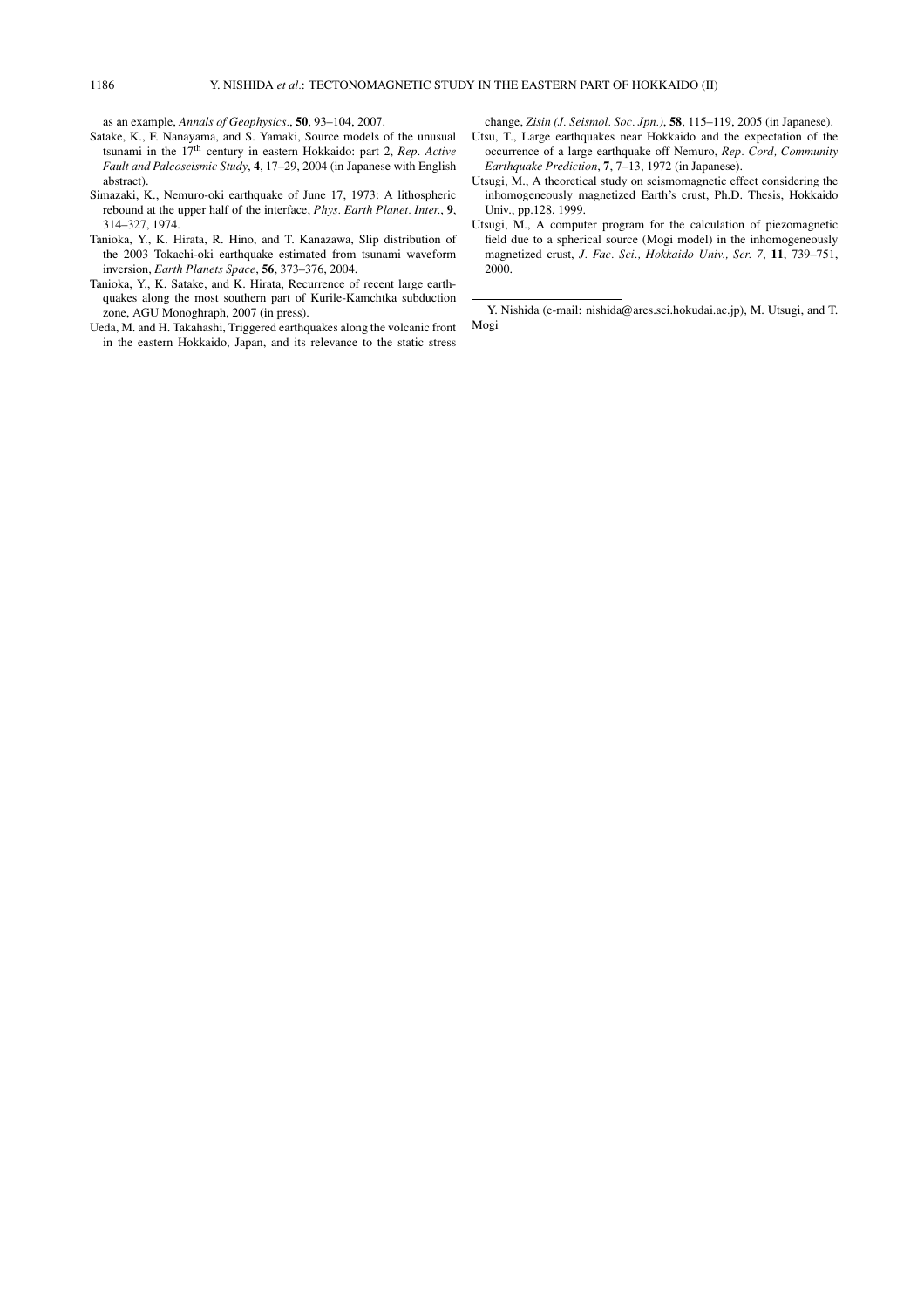as an example, *Annals of Geophysics*., **50**, 93–104, 2007.

Satake, K., F. Nanayama, and S. Yamaki, Source models of the unusual tsunami in the 17$^{th}$ century in eastern Hokkaido: part 2, *Rep. Active Fault and Paleoseismic Study*, **4**, 17–29, 2004 (in Japanese with English abstract).

Simazaki, K., Nemuro-oki earthquake of June 17, 1973: A lithospheric rebound at the upper half of the interface, *Phys. Earth Planet. Inter.*, **9**, 314–327, 1974.

Tanioka, Y., K. Hirata, R. Hino, and T. Kanazawa, Slip distribution of the 2003 Tokachi-oki earthquake estimated from tsunami waveform inversion, *Earth Planets Space*, **56**, 373–376, 2004.

Tanioka, Y., K. Satake, and K. Hirata, Recurrence of recent large earthquakes along the most southern part of Kurile-Kamchtka subduction zone, AGU Monoghraph, 2007 (in press).

Ueda, M. and H. Takahashi, Triggered earthquakes along the volcanic front in the eastern Hokkaido, Japan, and its relevance to the static stress change, *Zisin (J. Seismol. Soc. Jpn.)*, **58**, 115–119, 2005 (in Japanese).

Utsu, T., Large earthquakes near Hokkaido and the expectation of the occurrence of a large earthquake off Nemuro, *Rep. Cord, Community Earthquake Prediction*, **7**, 7–13, 1972 (in Japanese).

Utsugi, M., A theoretical study on seismomagnetic effect considering the inhomogeneously magnetized Earth's crust, Ph.D. Thesis, Hokkaido Univ., pp.128, 1999.

Utsugi, M., A computer program for the calculation of piezomagnetic field due to a spherical source (Mogi model) in the inhomogeneously magnetized crust, *J. Fac. Sci., Hokkaido Univ., Ser. 7*, **11**, 739–751, 2000.

---

Y. Nishida (e-mail: nishida@ares.sci.hokudai.ac.jp), M. Utsugi, and T. Mogi